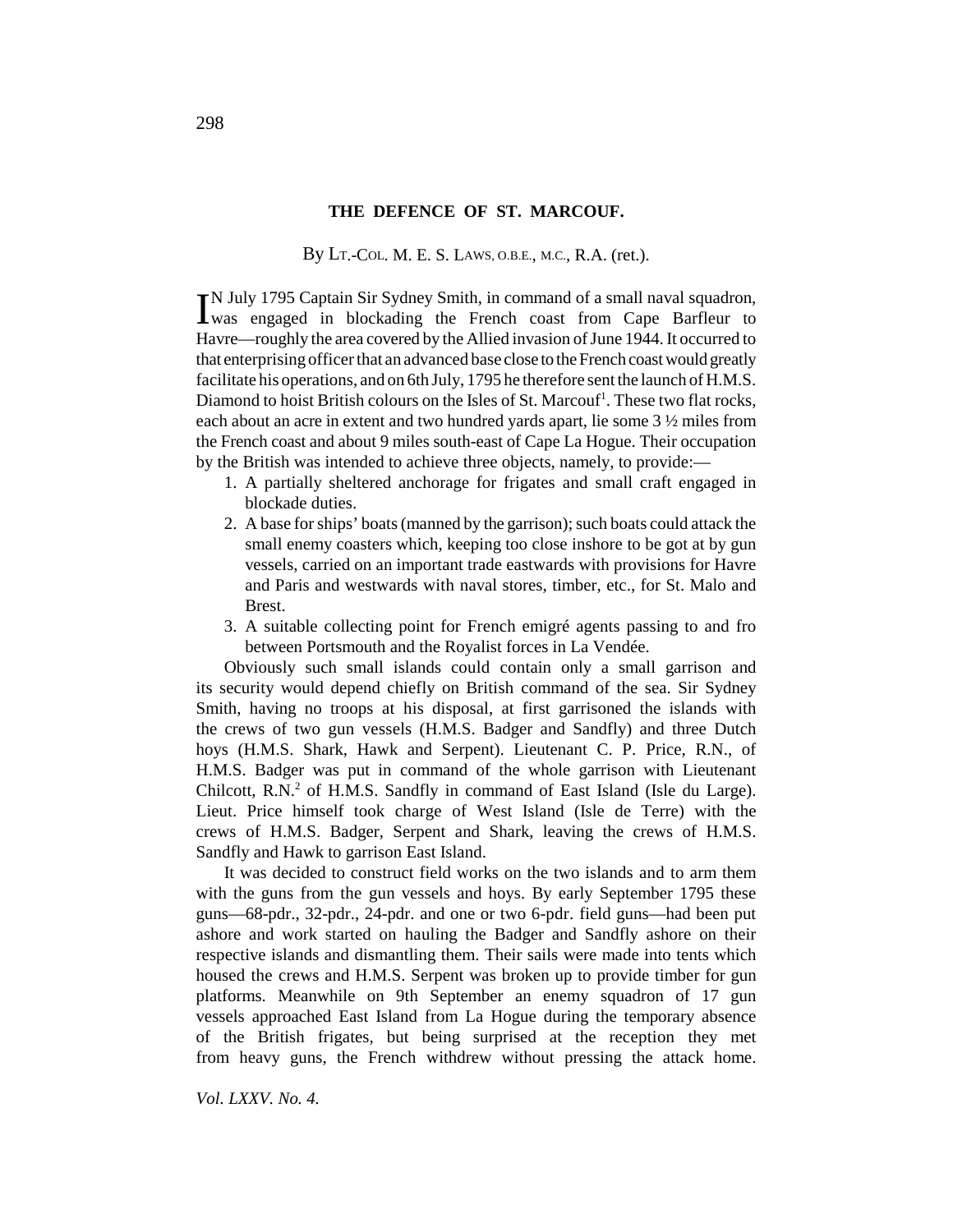# THE DEFENCE OF ST. MARCOUF.

By Lt.-Col. M. E. S. Laws, O.B.E., M.C., R.A. (ret.).

IN July 1795 Captain Sir Sydney Smith, in command of a small naval squadron, was engaged in blockading the French coast from Cape Barfleur to Havre—roughly the area covered by the Allied invasion of June 1944. It occurred to that enterprising officer that an advanced base close to the French coast would greatly facilitate his operations, and on 6th July, 1795 he therefore sent the launch of H.M.S. Diamond to hoist British colours on the Isles of St. Marcouf[1]. These two flat rocks, each about an acre in extent and two hundred yards apart, lie some 3 ½ miles from the French coast and about 9 miles south-east of Cape La Hogue. Their occupation by the British was intended to achieve three objects, namely, to provide:—

1. A partially sheltered anchorage for frigates and small craft engaged in blockade duties.
2. A base for ships' boats (manned by the garrison); such boats could attack the small enemy coasters which, keeping too close inshore to be got at by gun vessels, carried on an important trade eastwards with provisions for Havre and Paris and westwards with naval stores, timber, etc., for St. Malo and Brest.
3. A suitable collecting point for French emigré agents passing to and fro between Portsmouth and the Royalist forces in La Vendée.

Obviously such small islands could contain only a small garrison and its security would depend chiefly on British command of the sea. Sir Sydney Smith, having no troops at his disposal, at first garrisoned the islands with the crews of two gun vessels (H.M.S. Badger and Sandfly) and three Dutch hoys (H.M.S. Shark, Hawk and Serpent). Lieutenant C. P. Price, R.N., of H.M.S. Badger was put in command of the whole garrison with Lieutenant Chilcott, R.N.[2] of H.M.S. Sandfly in command of East Island (Isle du Large). Lieut. Price himself took charge of West Island (Isle de Terre) with the crews of H.M.S. Badger, Serpent and Shark, leaving the crews of H.M.S. Sandfly and Hawk to garrison East Island.

It was decided to construct field works on the two islands and to arm them with the guns from the gun vessels and hoys. By early September 1795 these guns—68-pdr., 32-pdr., 24-pdr. and one or two 6-pdr. field guns—had been put ashore and work started on hauling the Badger and Sandfly ashore on their respective islands and dismantling them. Their sails were made into tents which housed the crews and H.M.S. Serpent was broken up to provide timber for gun platforms. Meanwhile on 9th September an enemy squadron of 17 gun vessels approached East Island from La Hogue during the temporary absence of the British frigates, but being surprised at the reception they met from heavy guns, the French withdrew without pressing the attack home.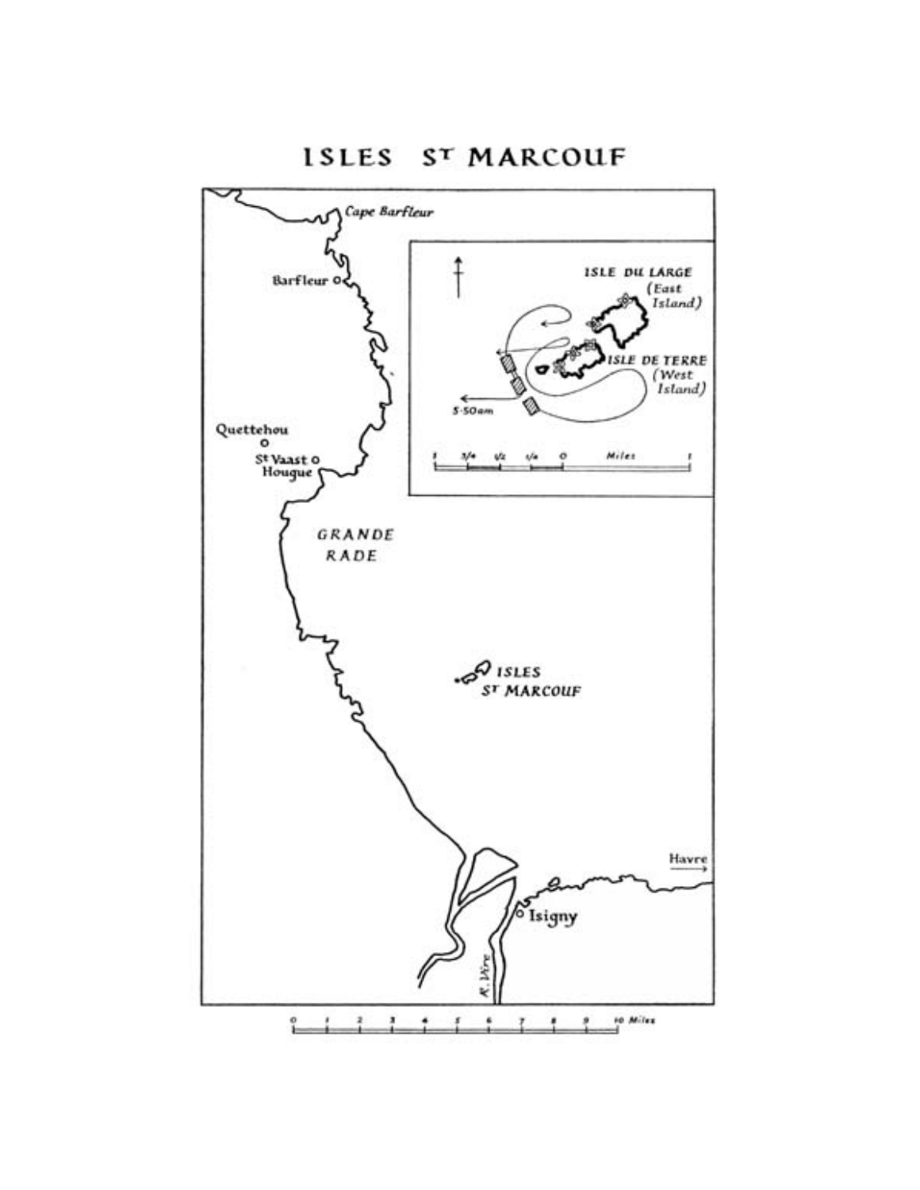# ISLES St MARCOUF

Cape Barfleur

Barfleur

Quettehou

St Vaast Hougue

GRANDE RADE

ISLES St MARCOUF

Isigny

R. Vire

Havre

ISLE DU LARGE (East Island)

ISLE DE TERRE (West Island)

5·50am

1 3/4 1/2 1/4 0 Miles 1

0 1 2 3 4 5 6 7 8 9 10 Miles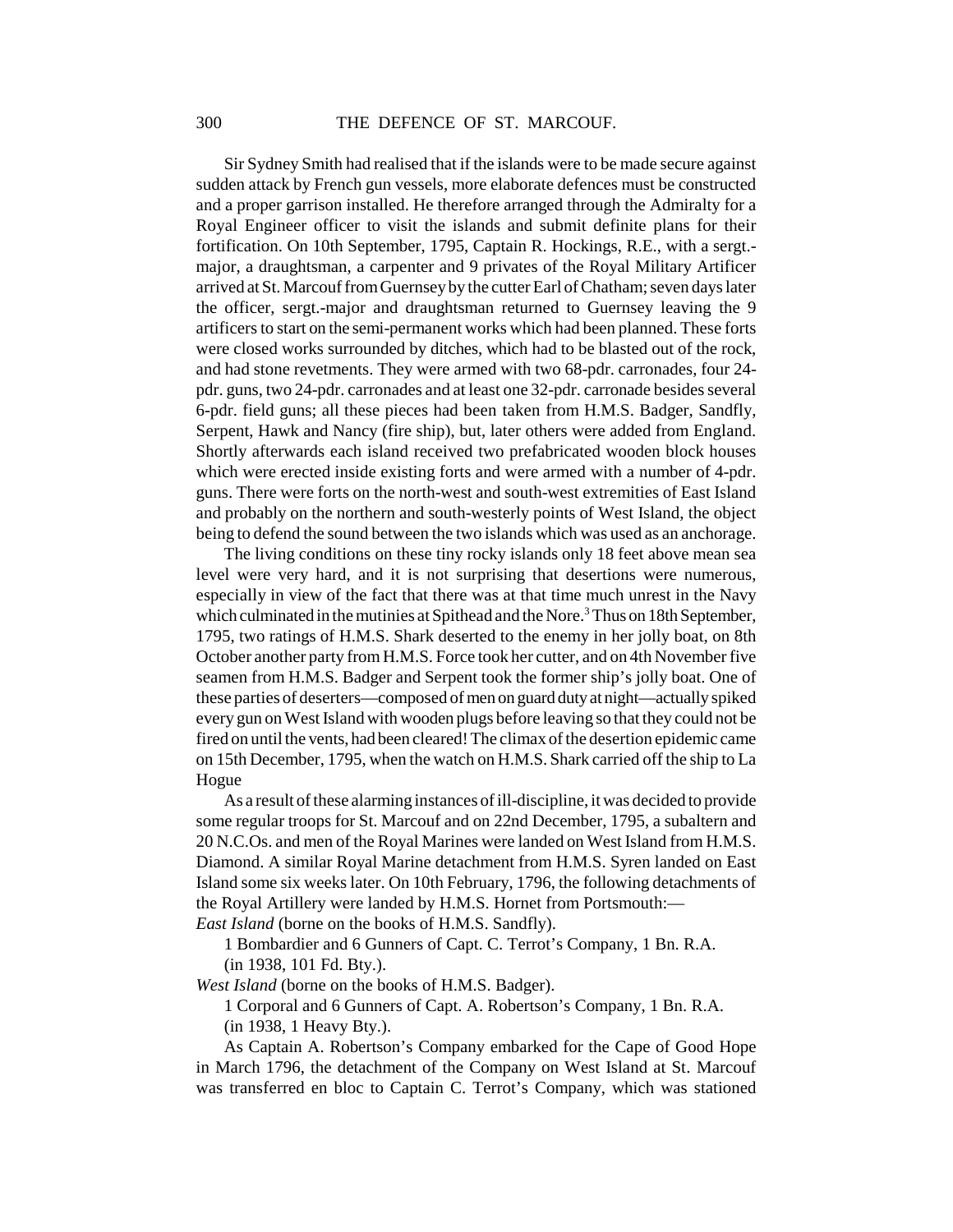Sir Sydney Smith had realised that if the islands were to be made secure against sudden attack by French gun vessels, more elaborate defences must be constructed and a proper garrison installed. He therefore arranged through the Admiralty for a Royal Engineer officer to visit the islands and submit definite plans for their fortification. On 10th September, 1795, Captain R. Hockings, R.E., with a sergt.-major, a draughtsman, a carpenter and 9 privates of the Royal Military Artificer arrived at St. Marcouf from Guernsey by the cutter Earl of Chatham; seven days later the officer, sergt.-major and draughtsman returned to Guernsey leaving the 9 artificers to start on the semi-permanent works which had been planned. These forts were closed works surrounded by ditches, which had to be blasted out of the rock, and had stone revetments. They were armed with two 68-pdr. carronades, four 24-pdr. guns, two 24-pdr. carronades and at least one 32-pdr. carronade besides several 6-pdr. field guns; all these pieces had been taken from H.M.S. Badger, Sandfly, Serpent, Hawk and Nancy (fire ship), but, later others were added from England. Shortly afterwards each island received two prefabricated wooden block houses which were erected inside existing forts and were armed with a number of 4-pdr. guns. There were forts on the north-west and south-west extremities of East Island and probably on the northern and south-westerly points of West Island, the object being to defend the sound between the two islands which was used as an anchorage.

The living conditions on these tiny rocky islands only 18 feet above mean sea level were very hard, and it is not surprising that desertions were numerous, especially in view of the fact that there was at that time much unrest in the Navy which culminated in the mutinies at Spithead and the Nore.[3] Thus on 18th September, 1795, two ratings of H.M.S. Shark deserted to the enemy in her jolly boat, on 8th October another party from H.M.S. Force took her cutter, and on 4th November five seamen from H.M.S. Badger and Serpent took the former ship's jolly boat. One of these parties of deserters—composed of men on guard duty at night—actually spiked every gun on West Island with wooden plugs before leaving so that they could not be fired on until the vents, had been cleared! The climax of the desertion epidemic came on 15th December, 1795, when the watch on H.M.S. Shark carried off the ship to La Hogue

As a result of these alarming instances of ill-discipline, it was decided to provide some regular troops for St. Marcouf and on 22nd December, 1795, a subaltern and 20 N.C.Os. and men of the Royal Marines were landed on West Island from H.M.S. Diamond. A similar Royal Marine detachment from H.M.S. Syren landed on East Island some six weeks later. On 10th February, 1796, the following detachments of the Royal Artillery were landed by H.M.S. Hornet from Portsmouth:—

*East Island* (borne on the books of H.M.S. Sandfly).

1 Bombardier and 6 Gunners of Capt. C. Terrot's Company, 1 Bn. R.A. (in 1938, 101 Fd. Bty.).

*West Island* (borne on the books of H.M.S. Badger).

1 Corporal and 6 Gunners of Capt. A. Robertson's Company, 1 Bn. R.A. (in 1938, 1 Heavy Bty.).

As Captain A. Robertson's Company embarked for the Cape of Good Hope in March 1796, the detachment of the Company on West Island at St. Marcouf was transferred en bloc to Captain C. Terrot's Company, which was stationed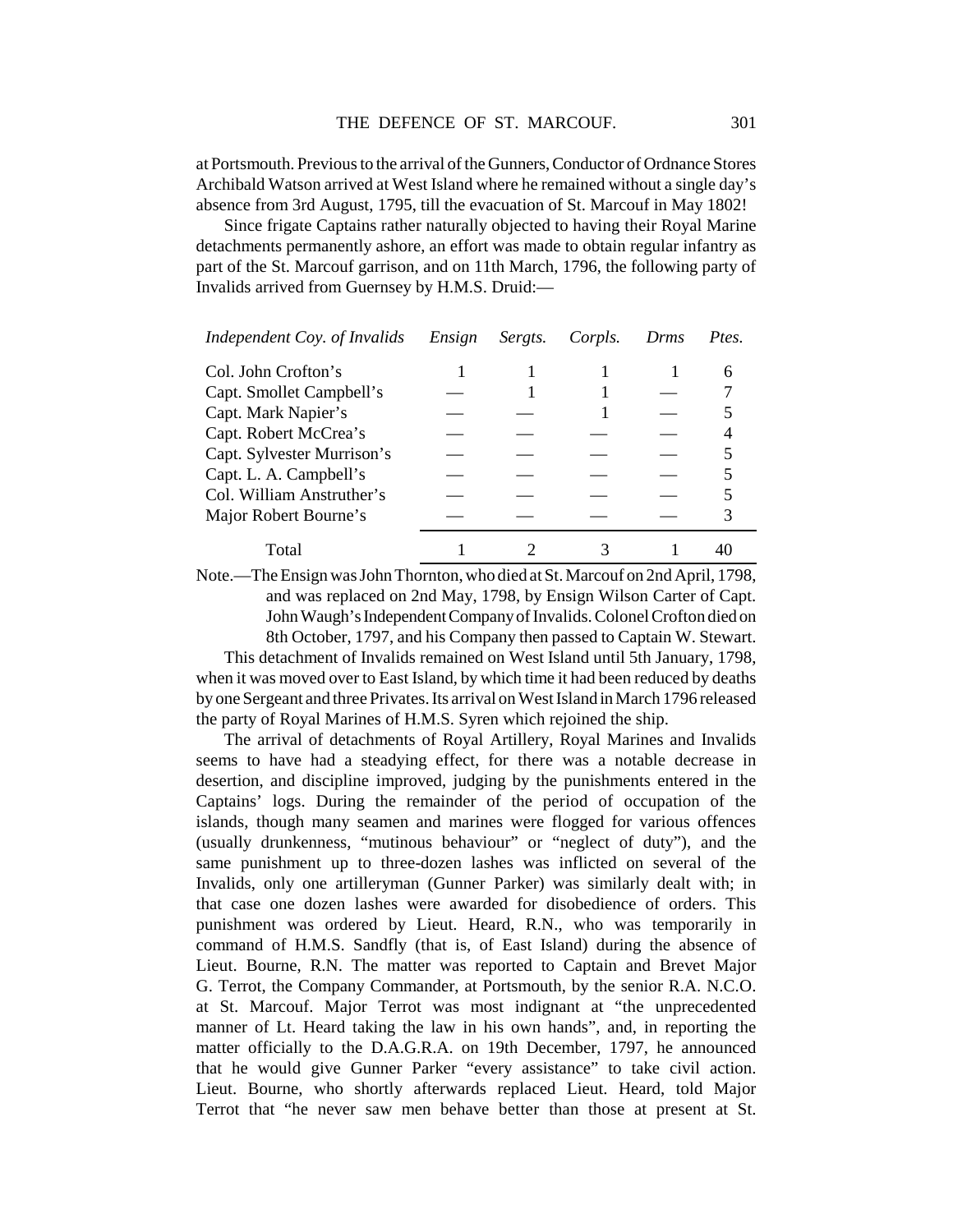at Portsmouth. Previous to the arrival of the Gunners, Conductor of Ordnance Stores Archibald Watson arrived at West Island where he remained without a single day's absence from 3rd August, 1795, till the evacuation of St. Marcouf in May 1802!

Since frigate Captains rather naturally objected to having their Royal Marine detachments permanently ashore, an effort was made to obtain regular infantry as part of the St. Marcouf garrison, and on 11th March, 1796, the following party of Invalids arrived from Guernsey by H.M.S. Druid:—

| *Independent Coy. of Invalids* | *Ensign* | *Sergts.* | *Corpls.* | *Drms* | *Ptes.* |
|---|---|---|---|---|---|
| Col. John Crofton's | 1 | 1 | 1 | 1 | 6 |
| Capt. Smollet Campbell's | — | 1 | 1 | — | 7 |
| Capt. Mark Napier's | — | — | 1 | — | 5 |
| Capt. Robert McCrea's | — | — | — | — | 4 |
| Capt. Sylvester Murrison's | — | — | — | — | 5 |
| Capt. L. A. Campbell's | — | — | — | — | 5 |
| Col. William Anstruther's | — | — | — | — | 5 |
| Major Robert Bourne's | — | — | — | — | 3 |
| Total | 1 | 2 | 3 | 1 | 40 |

Note.—The Ensign was John Thornton, who died at St. Marcouf on 2nd April, 1798, and was replaced on 2nd May, 1798, by Ensign Wilson Carter of Capt. John Waugh's Independent Company of Invalids. Colonel Crofton died on 8th October, 1797, and his Company then passed to Captain W. Stewart.

This detachment of Invalids remained on West Island until 5th January, 1798, when it was moved over to East Island, by which time it had been reduced by deaths by one Sergeant and three Privates. Its arrival on West Island in March 1796 released the party of Royal Marines of H.M.S. Syren which rejoined the ship.

The arrival of detachments of Royal Artillery, Royal Marines and Invalids seems to have had a steadying effect, for there was a notable decrease in desertion, and discipline improved, judging by the punishments entered in the Captains' logs. During the remainder of the period of occupation of the islands, though many seamen and marines were flogged for various offences (usually drunkenness, "mutinous behaviour" or "neglect of duty"), and the same punishment up to three-dozen lashes was inflicted on several of the Invalids, only one artilleryman (Gunner Parker) was similarly dealt with; in that case one dozen lashes were awarded for disobedience of orders. This punishment was ordered by Lieut. Heard, R.N., who was temporarily in command of H.M.S. Sandfly (that is, of East Island) during the absence of Lieut. Bourne, R.N. The matter was reported to Captain and Brevet Major G. Terrot, the Company Commander, at Portsmouth, by the senior R.A. N.C.O. at St. Marcouf. Major Terrot was most indignant at "the unprecedented manner of Lt. Heard taking the law in his own hands", and, in reporting the matter officially to the D.A.G.R.A. on 19th December, 1797, he announced that he would give Gunner Parker "every assistance" to take civil action. Lieut. Bourne, who shortly afterwards replaced Lieut. Heard, told Major Terrot that "he never saw men behave better than those at present at St.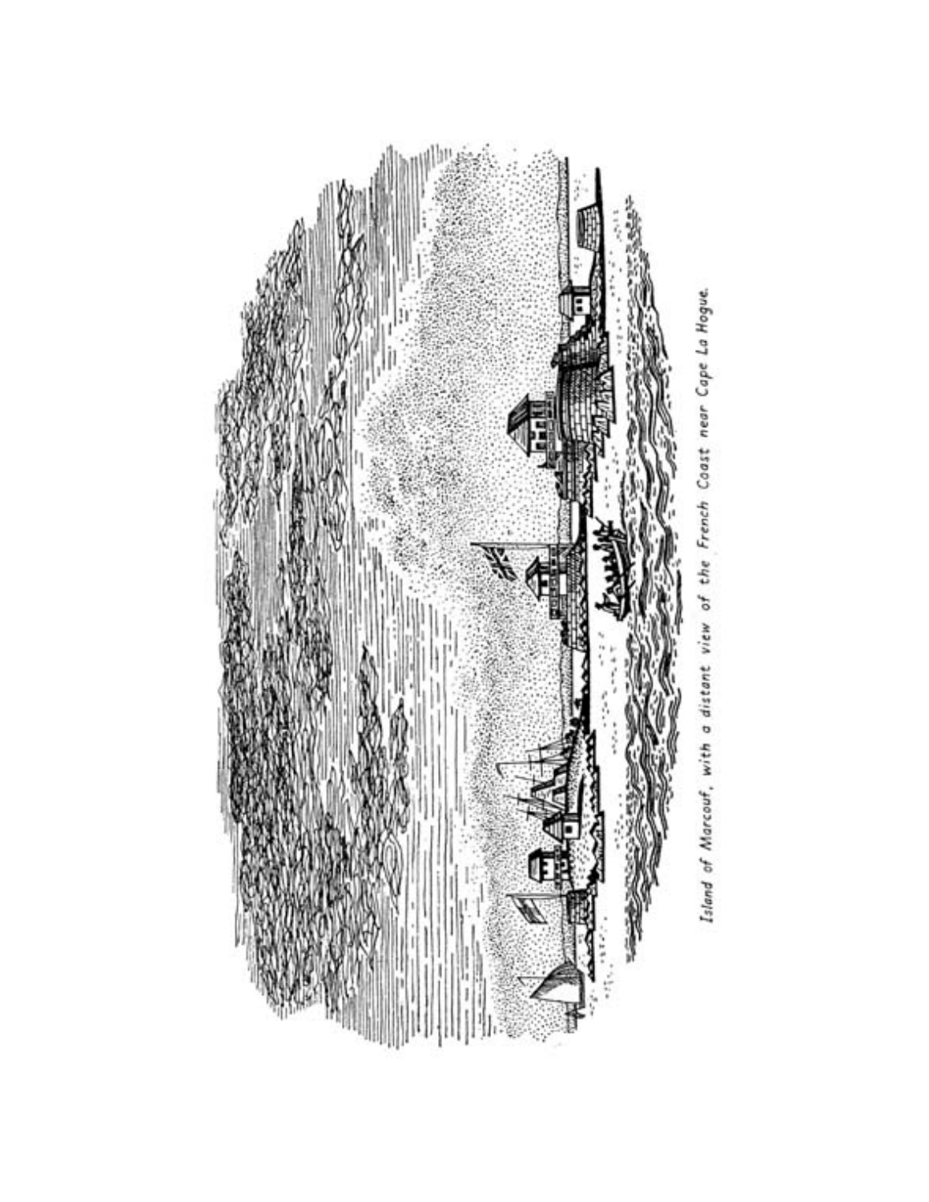Island of Marcouf, with a distant view of the French Coast near Cape La Hogue.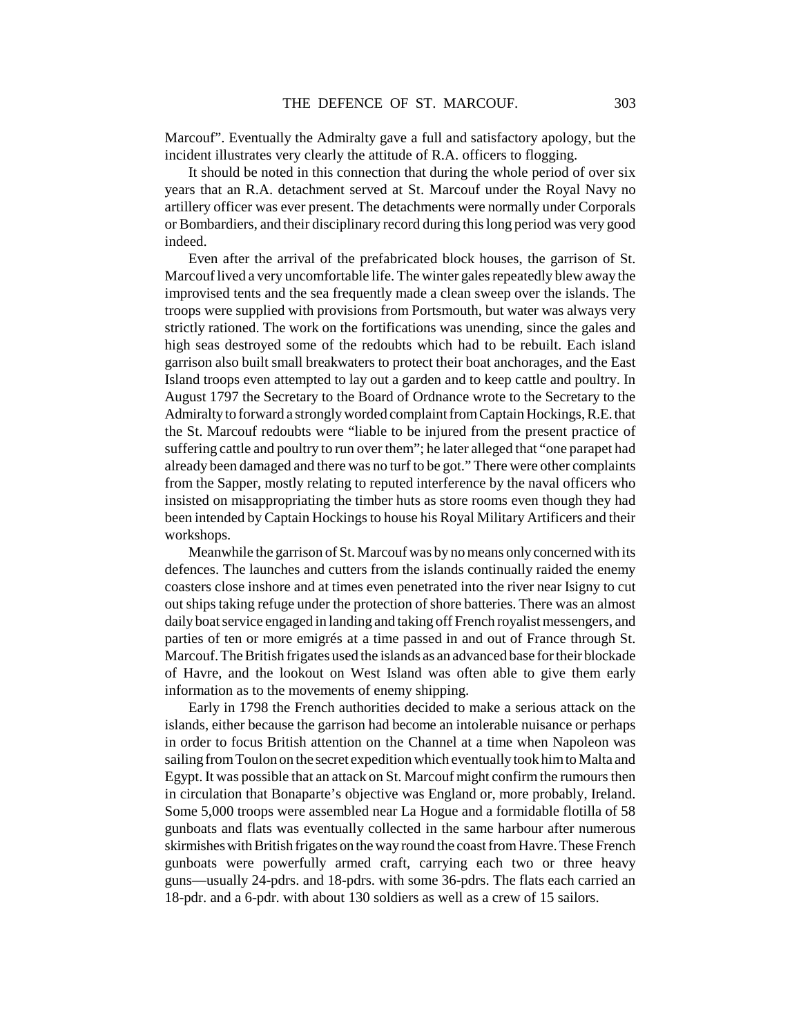Marcouf". Eventually the Admiralty gave a full and satisfactory apology, but the incident illustrates very clearly the attitude of R.A. officers to flogging.

It should be noted in this connection that during the whole period of over six years that an R.A. detachment served at St. Marcouf under the Royal Navy no artillery officer was ever present. The detachments were normally under Corporals or Bombardiers, and their disciplinary record during this long period was very good indeed.

Even after the arrival of the prefabricated block houses, the garrison of St. Marcouf lived a very uncomfortable life. The winter gales repeatedly blew away the improvised tents and the sea frequently made a clean sweep over the islands. The troops were supplied with provisions from Portsmouth, but water was always very strictly rationed. The work on the fortifications was unending, since the gales and high seas destroyed some of the redoubts which had to be rebuilt. Each island garrison also built small breakwaters to protect their boat anchorages, and the East Island troops even attempted to lay out a garden and to keep cattle and poultry. In August 1797 the Secretary to the Board of Ordnance wrote to the Secretary to the Admiralty to forward a strongly worded complaint from Captain Hockings, R.E. that the St. Marcouf redoubts were "liable to be injured from the present practice of suffering cattle and poultry to run over them"; he later alleged that "one parapet had already been damaged and there was no turf to be got." There were other complaints from the Sapper, mostly relating to reputed interference by the naval officers who insisted on misappropriating the timber huts as store rooms even though they had been intended by Captain Hockings to house his Royal Military Artificers and their workshops.

Meanwhile the garrison of St. Marcouf was by no means only concerned with its defences. The launches and cutters from the islands continually raided the enemy coasters close inshore and at times even penetrated into the river near Isigny to cut out ships taking refuge under the protection of shore batteries. There was an almost daily boat service engaged in landing and taking off French royalist messengers, and parties of ten or more emigrés at a time passed in and out of France through St. Marcouf. The British frigates used the islands as an advanced base for their blockade of Havre, and the lookout on West Island was often able to give them early information as to the movements of enemy shipping.

Early in 1798 the French authorities decided to make a serious attack on the islands, either because the garrison had become an intolerable nuisance or perhaps in order to focus British attention on the Channel at a time when Napoleon was sailing from Toulon on the secret expedition which eventually took him to Malta and Egypt. It was possible that an attack on St. Marcouf might confirm the rumours then in circulation that Bonaparte's objective was England or, more probably, Ireland. Some 5,000 troops were assembled near La Hogue and a formidable flotilla of 58 gunboats and flats was eventually collected in the same harbour after numerous skirmishes with British frigates on the way round the coast from Havre. These French gunboats were powerfully armed craft, carrying each two or three heavy guns—usually 24-pdrs. and 18-pdrs. with some 36-pdrs. The flats each carried an 18-pdr. and a 6-pdr. with about 130 soldiers as well as a crew of 15 sailors.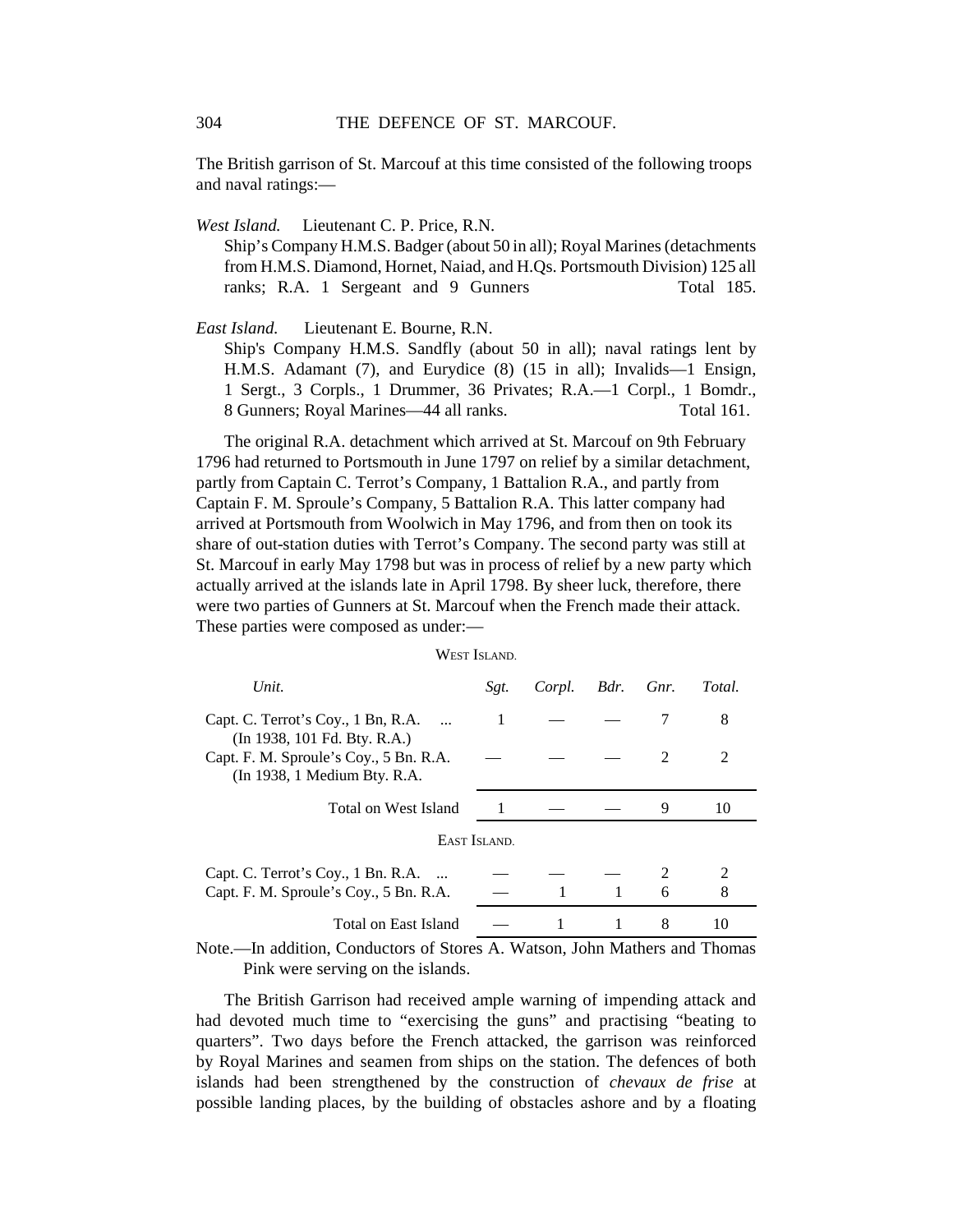The British garrison of St. Marcouf at this time consisted of the following troops and naval ratings:—

*West Island.* Lieutenant C. P. Price, R.N.

Ship's Company H.M.S. Badger (about 50 in all); Royal Marines (detachments from H.M.S. Diamond, Hornet, Naiad, and H.Qs. Portsmouth Division) 125 all ranks; R.A. 1 Sergeant and 9 Gunners — Total 185.

*East Island.* Lieutenant E. Bourne, R.N.

Ship's Company H.M.S. Sandfly (about 50 in all); naval ratings lent by H.M.S. Adamant (7), and Eurydice (8) (15 in all); Invalids—1 Ensign, 1 Sergt., 3 Corpls., 1 Drummer, 36 Privates; R.A.—1 Corpl., 1 Bomdr., 8 Gunners; Royal Marines—44 all ranks. — Total 161.

The original R.A. detachment which arrived at St. Marcouf on 9th February 1796 had returned to Portsmouth in June 1797 on relief by a similar detachment, partly from Captain C. Terrot's Company, 1 Battalion R.A., and partly from Captain F. M. Sproule's Company, 5 Battalion R.A. This latter company had arrived at Portsmouth from Woolwich in May 1796, and from then on took its share of out-station duties with Terrot's Company. The second party was still at St. Marcouf in early May 1798 but was in process of relief by a new party which actually arrived at the islands late in April 1798. By sheer luck, therefore, there were two parties of Gunners at St. Marcouf when the French made their attack. These parties were composed as under:—

| *Unit.* | *Sgt.* | *Corpl.* | *Bdr.* | *Gnr.* | *Total.* |
|---|---|---|---|---|---|
| **West Island.** | | | | | |
| Capt. C. Terrot's Coy., 1 Bn, R.A. ... (In 1938, 101 Fd. Bty. R.A.) | 1 | — | — | 7 | 8 |
| Capt. F. M. Sproule's Coy., 5 Bn. R.A. (In 1938, 1 Medium Bty. R.A. | — | — | — | 2 | 2 |
| Total on West Island | 1 | — | — | 9 | 10 |
| **East Island.** | | | | | |
| Capt. C. Terrot's Coy., 1 Bn. R.A. ... | — | — | — | 2 | 2 |
| Capt. F. M. Sproule's Coy., 5 Bn. R.A. | — | 1 | 1 | 6 | 8 |
| Total on East Island | — | 1 | 1 | 8 | 10 |

Note.—In addition, Conductors of Stores A. Watson, John Mathers and Thomas Pink were serving on the islands.

The British Garrison had received ample warning of impending attack and had devoted much time to "exercising the guns" and practising "beating to quarters". Two days before the French attacked, the garrison was reinforced by Royal Marines and seamen from ships on the station. The defences of both islands had been strengthened by the construction of *chevaux de frise* at possible landing places, by the building of obstacles ashore and by a floating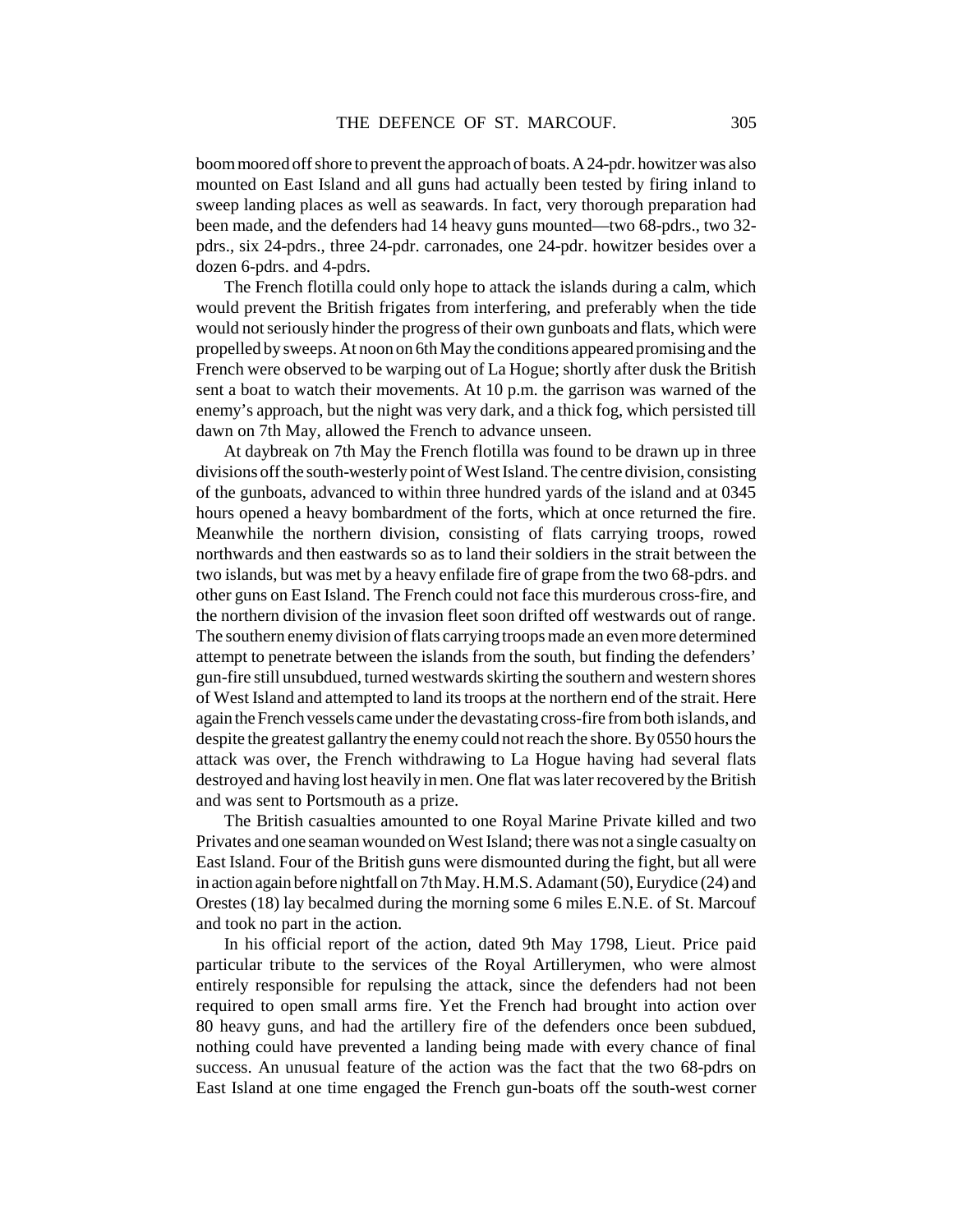boom moored off shore to prevent the approach of boats. A 24-pdr. howitzer was also mounted on East Island and all guns had actually been tested by firing inland to sweep landing places as well as seawards. In fact, very thorough preparation had been made, and the defenders had 14 heavy guns mounted—two 68-pdrs., two 32-pdrs., six 24-pdrs., three 24-pdr. carronades, one 24-pdr. howitzer besides over a dozen 6-pdrs. and 4-pdrs.

The French flotilla could only hope to attack the islands during a calm, which would prevent the British frigates from interfering, and preferably when the tide would not seriously hinder the progress of their own gunboats and flats, which were propelled by sweeps. At noon on 6th May the conditions appeared promising and the French were observed to be warping out of La Hogue; shortly after dusk the British sent a boat to watch their movements. At 10 p.m. the garrison was warned of the enemy's approach, but the night was very dark, and a thick fog, which persisted till dawn on 7th May, allowed the French to advance unseen.

At daybreak on 7th May the French flotilla was found to be drawn up in three divisions off the south-westerly point of West Island. The centre division, consisting of the gunboats, advanced to within three hundred yards of the island and at 0345 hours opened a heavy bombardment of the forts, which at once returned the fire. Meanwhile the northern division, consisting of flats carrying troops, rowed northwards and then eastwards so as to land their soldiers in the strait between the two islands, but was met by a heavy enfilade fire of grape from the two 68-pdrs. and other guns on East Island. The French could not face this murderous cross-fire, and the northern division of the invasion fleet soon drifted off westwards out of range. The southern enemy division of flats carrying troops made an even more determined attempt to penetrate between the islands from the south, but finding the defenders' gun-fire still unsubdued, turned westwards skirting the southern and western shores of West Island and attempted to land its troops at the northern end of the strait. Here again the French vessels came under the devastating cross-fire from both islands, and despite the greatest gallantry the enemy could not reach the shore. By 0550 hours the attack was over, the French withdrawing to La Hogue having had several flats destroyed and having lost heavily in men. One flat was later recovered by the British and was sent to Portsmouth as a prize.

The British casualties amounted to one Royal Marine Private killed and two Privates and one seaman wounded on West Island; there was not a single casualty on East Island. Four of the British guns were dismounted during the fight, but all were in action again before nightfall on 7th May. H.M.S. Adamant (50), Eurydice (24) and Orestes (18) lay becalmed during the morning some 6 miles E.N.E. of St. Marcouf and took no part in the action.

In his official report of the action, dated 9th May 1798, Lieut. Price paid particular tribute to the services of the Royal Artillerymen, who were almost entirely responsible for repulsing the attack, since the defenders had not been required to open small arms fire. Yet the French had brought into action over 80 heavy guns, and had the artillery fire of the defenders once been subdued, nothing could have prevented a landing being made with every chance of final success. An unusual feature of the action was the fact that the two 68-pdrs on East Island at one time engaged the French gun-boats off the south-west corner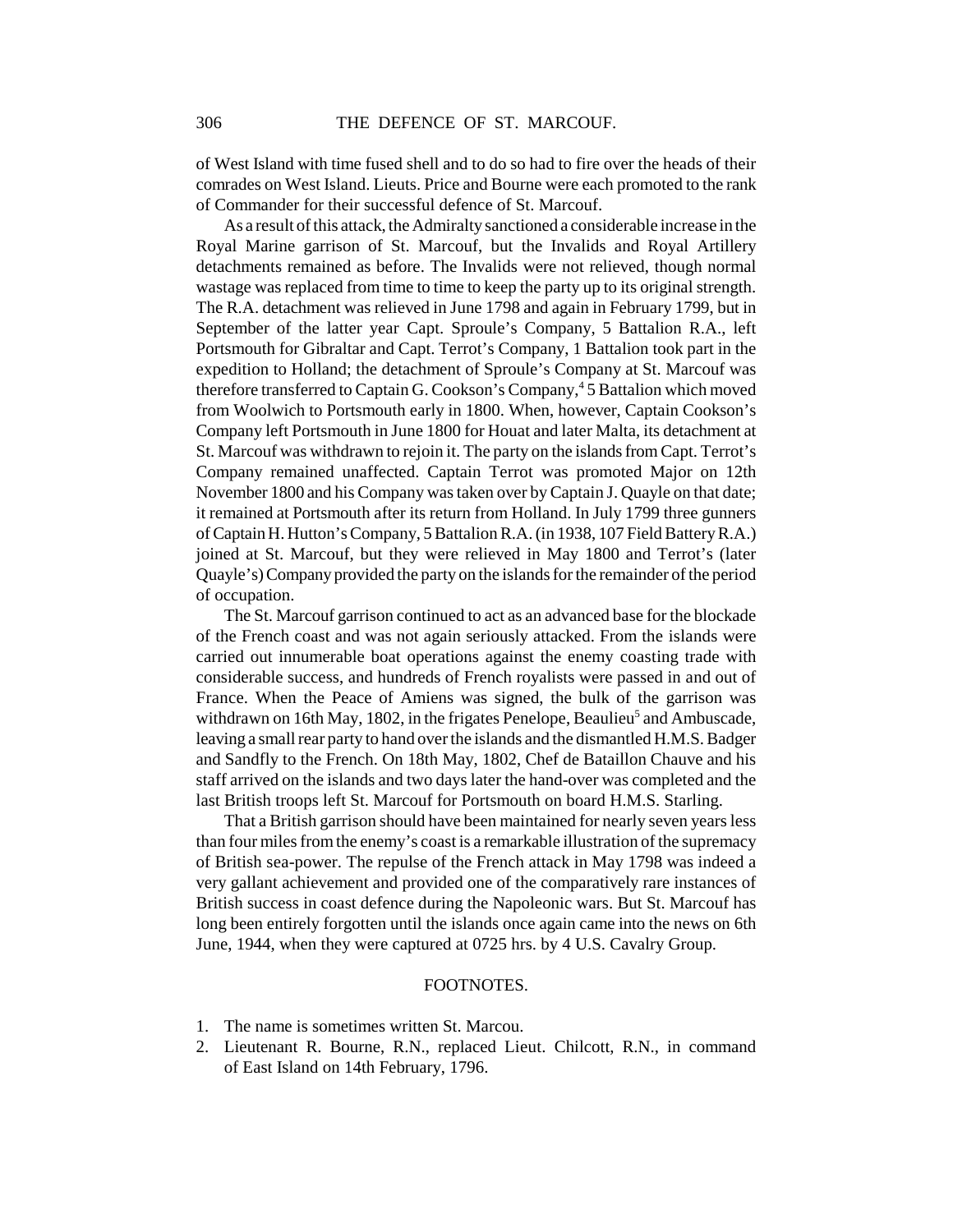of West Island with time fused shell and to do so had to fire over the heads of their comrades on West Island. Lieuts. Price and Bourne were each promoted to the rank of Commander for their successful defence of St. Marcouf.

As a result of this attack, the Admiralty sanctioned a considerable increase in the Royal Marine garrison of St. Marcouf, but the Invalids and Royal Artillery detachments remained as before. The Invalids were not relieved, though normal wastage was replaced from time to time to keep the party up to its original strength. The R.A. detachment was relieved in June 1798 and again in February 1799, but in September of the latter year Capt. Sproule's Company, 5 Battalion R.A., left Portsmouth for Gibraltar and Capt. Terrot's Company, 1 Battalion took part in the expedition to Holland; the detachment of Sproule's Company at St. Marcouf was therefore transferred to Captain G. Cookson's Company,[4] 5 Battalion which moved from Woolwich to Portsmouth early in 1800. When, however, Captain Cookson's Company left Portsmouth in June 1800 for Houat and later Malta, its detachment at St. Marcouf was withdrawn to rejoin it. The party on the islands from Capt. Terrot's Company remained unaffected. Captain Terrot was promoted Major on 12th November 1800 and his Company was taken over by Captain J. Quayle on that date; it remained at Portsmouth after its return from Holland. In July 1799 three gunners of Captain H. Hutton's Company, 5 Battalion R.A. (in 1938, 107 Field Battery R.A.) joined at St. Marcouf, but they were relieved in May 1800 and Terrot's (later Quayle's) Company provided the party on the islands for the remainder of the period of occupation.

The St. Marcouf garrison continued to act as an advanced base for the blockade of the French coast and was not again seriously attacked. From the islands were carried out innumerable boat operations against the enemy coasting trade with considerable success, and hundreds of French royalists were passed in and out of France. When the Peace of Amiens was signed, the bulk of the garrison was withdrawn on 16th May, 1802, in the frigates Penelope, Beaulieu[5] and Ambuscade, leaving a small rear party to hand over the islands and the dismantled H.M.S. Badger and Sandfly to the French. On 18th May, 1802, Chef de Bataillon Chauve and his staff arrived on the islands and two days later the hand-over was completed and the last British troops left St. Marcouf for Portsmouth on board H.M.S. Starling.

That a British garrison should have been maintained for nearly seven years less than four miles from the enemy's coast is a remarkable illustration of the supremacy of British sea-power. The repulse of the French attack in May 1798 was indeed a very gallant achievement and provided one of the comparatively rare instances of British success in coast defence during the Napoleonic wars. But St. Marcouf has long been entirely forgotten until the islands once again came into the news on 6th June, 1944, when they were captured at 0725 hrs. by 4 U.S. Cavalry Group.

## FOOTNOTES.

1. The name is sometimes written St. Marcou.
2. Lieutenant R. Bourne, R.N., replaced Lieut. Chilcott, R.N., in command of East Island on 14th February, 1796.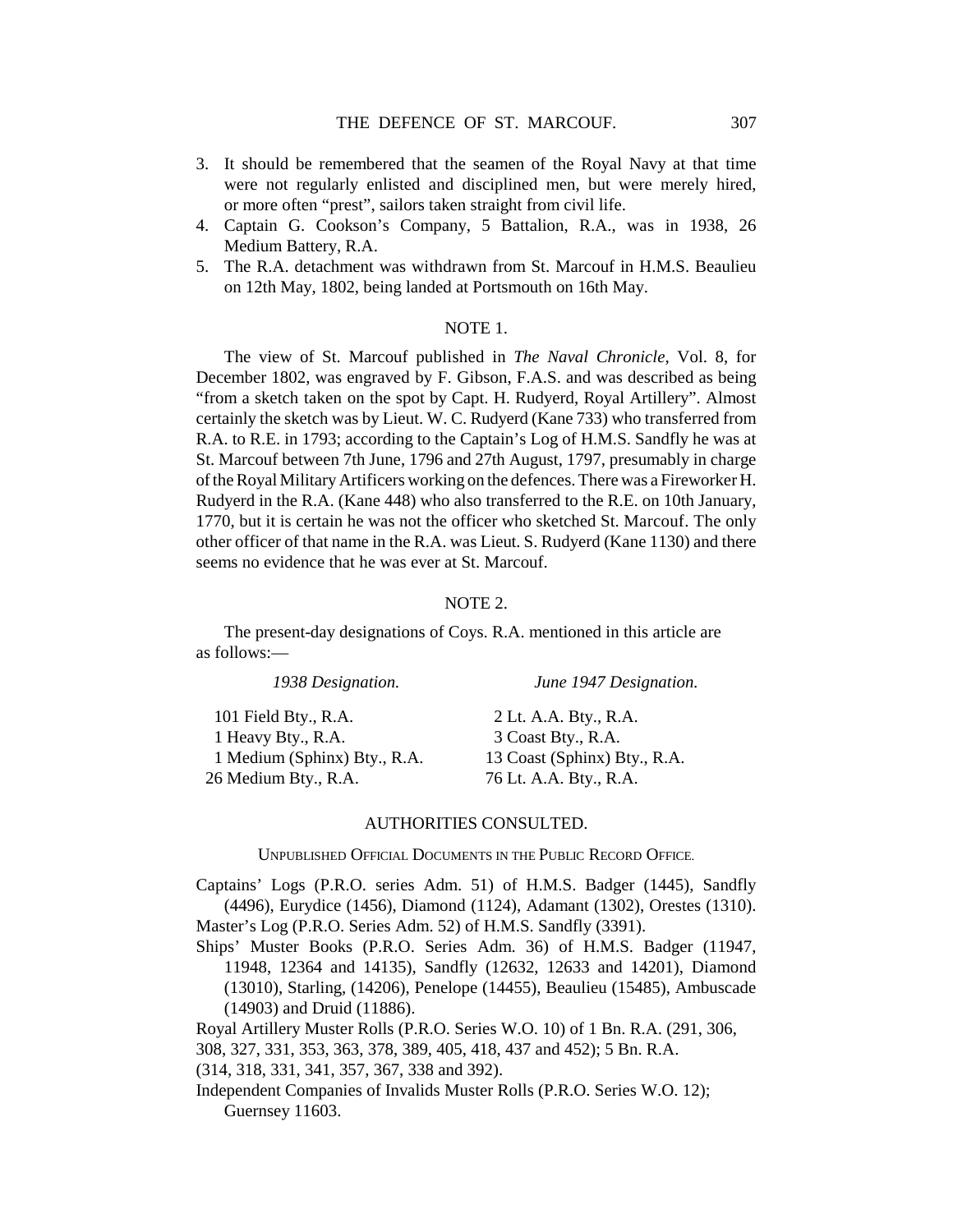3. It should be remembered that the seamen of the Royal Navy at that time were not regularly enlisted and disciplined men, but were merely hired, or more often "prest", sailors taken straight from civil life.
4. Captain G. Cookson's Company, 5 Battalion, R.A., was in 1938, 26 Medium Battery, R.A.
5. The R.A. detachment was withdrawn from St. Marcouf in H.M.S. Beaulieu on 12th May, 1802, being landed at Portsmouth on 16th May.

## NOTE 1.

The view of St. Marcouf published in *The Naval Chronicle*, Vol. 8, for December 1802, was engraved by F. Gibson, F.A.S. and was described as being "from a sketch taken on the spot by Capt. H. Rudyerd, Royal Artillery". Almost certainly the sketch was by Lieut. W. C. Rudyerd (Kane 733) who transferred from R.A. to R.E. in 1793; according to the Captain's Log of H.M.S. Sandfly he was at St. Marcouf between 7th June, 1796 and 27th August, 1797, presumably in charge of the Royal Military Artificers working on the defences. There was a Fireworker H. Rudyerd in the R.A. (Kane 448) who also transferred to the R.E. on 10th January, 1770, but it is certain he was not the officer who sketched St. Marcouf. The only other officer of that name in the R.A. was Lieut. S. Rudyerd (Kane 1130) and there seems no evidence that he was ever at St. Marcouf.

## NOTE 2.

The present-day designations of Coys. R.A. mentioned in this article are as follows:—

| *1938 Designation.* | *June 1947 Designation.* |
|---|---|
| 101 Field Bty., R.A. | 2 Lt. A.A. Bty., R.A. |
| 1 Heavy Bty., R.A. | 3 Coast Bty., R.A. |
| 1 Medium (Sphinx) Bty., R.A. | 13 Coast (Sphinx) Bty., R.A. |
| 26 Medium Bty., R.A. | 76 Lt. A.A. Bty., R.A. |

## AUTHORITIES CONSULTED.

### UNPUBLISHED OFFICIAL DOCUMENTS IN THE PUBLIC RECORD OFFICE.

Captains' Logs (P.R.O. series Adm. 51) of H.M.S. Badger (1445), Sandfly (4496), Eurydice (1456), Diamond (1124), Adamant (1302), Orestes (1310).

Master's Log (P.R.O. Series Adm. 52) of H.M.S. Sandfly (3391).

Ships' Muster Books (P.R.O. Series Adm. 36) of H.M.S. Badger (11947, 11948, 12364 and 14135), Sandfly (12632, 12633 and 14201), Diamond (13010), Starling, (14206), Penelope (14455), Beaulieu (15485), Ambuscade (14903) and Druid (11886).

Royal Artillery Muster Rolls (P.R.O. Series W.O. 10) of 1 Bn. R.A. (291, 306, 308, 327, 331, 353, 363, 378, 389, 405, 418, 437 and 452); 5 Bn. R.A. (314, 318, 331, 341, 357, 367, 338 and 392).

Independent Companies of Invalids Muster Rolls (P.R.O. Series W.O. 12); Guernsey 11603.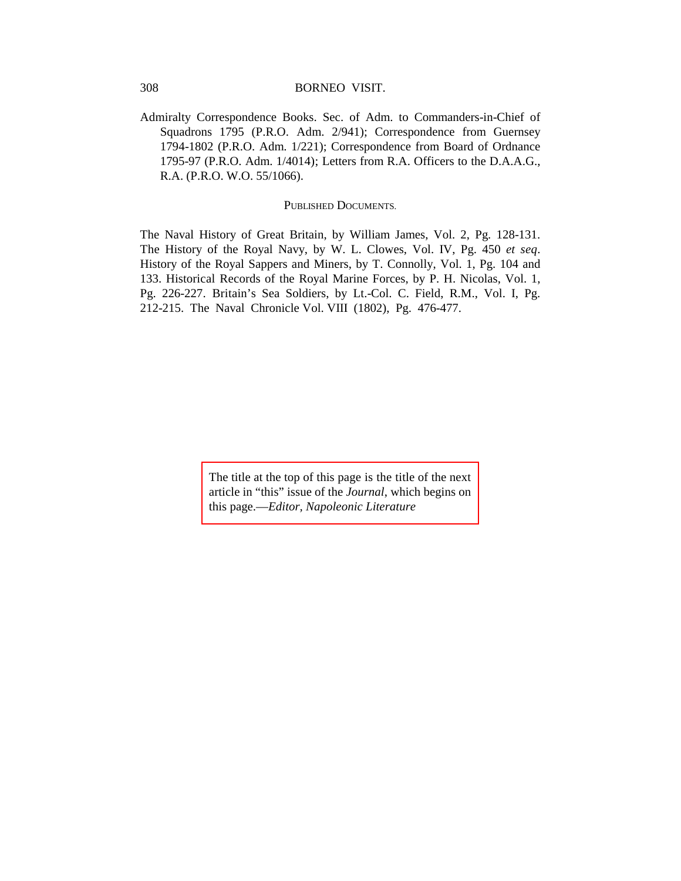Admiralty Correspondence Books. Sec. of Adm. to Commanders-in-Chief of Squadrons 1795 (P.R.O. Adm. 2/941); Correspondence from Guernsey 1794-1802 (P.R.O. Adm. 1/221); Correspondence from Board of Ordnance 1795-97 (P.R.O. Adm. 1/4014); Letters from R.A. Officers to the D.A.A.G., R.A. (P.R.O. W.O. 55/1066).

### Published Documents.

The Naval History of Great Britain, by William James, Vol. 2, Pg. 128-131. The History of the Royal Navy, by W. L. Clowes, Vol. IV, Pg. 450 *et seq*. History of the Royal Sappers and Miners, by T. Connolly, Vol. 1, Pg. 104 and 133. Historical Records of the Royal Marine Forces, by P. H. Nicolas, Vol. 1, Pg. 226-227. Britain's Sea Soldiers, by Lt.-Col. C. Field, R.M., Vol. I, Pg. 212-215. The Naval Chronicle Vol. VIII (1802), Pg. 476-477.

The title at the top of this page is the title of the next article in "this" issue of the *Journal*, which begins on this page.—*Editor, Napoleonic Literature*